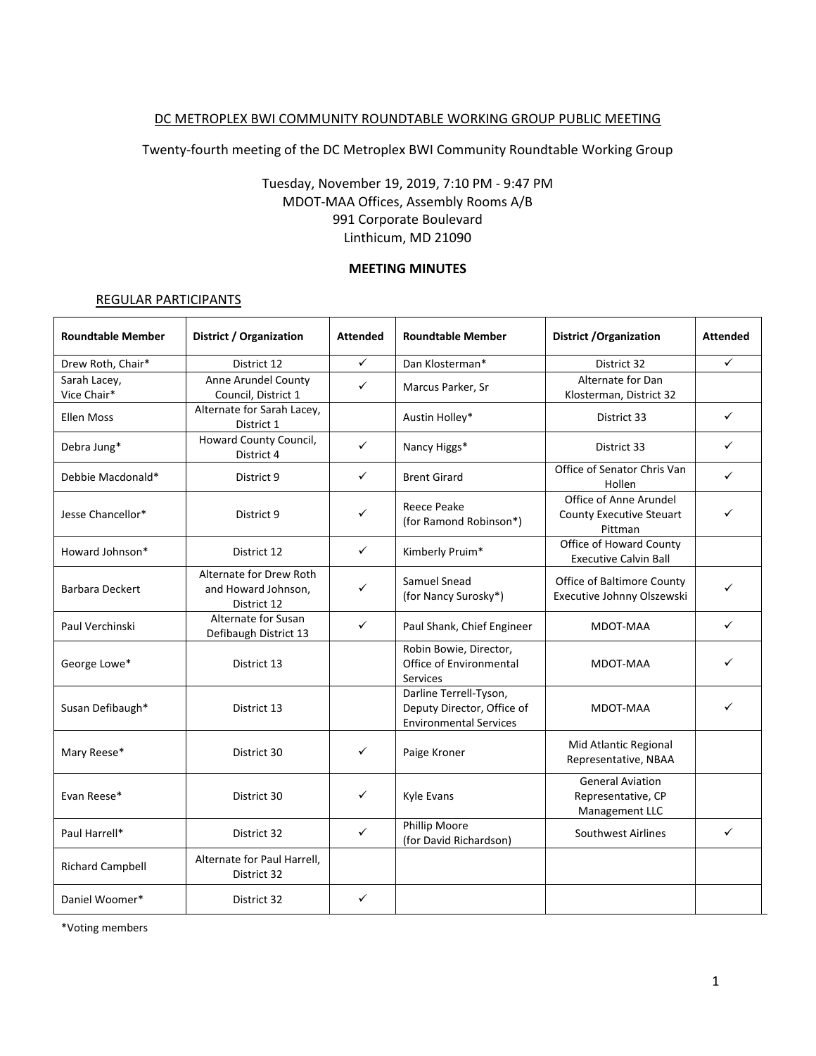DC METROPLEX BWI COMMUNITY ROUNDTABLE WORKING GROUP PUBLIC MEETING

Twenty-fourth meeting of the DC Metroplex BWI Community Roundtable Working Group

Tuesday, November 19, 2019, 7:10 PM - 9:47 PM
MDOT-MAA Offices, Assembly Rooms A/B
991 Corporate Boulevard
Linthicum, MD 21090

**MEETING MINUTES**

REGULAR PARTICIPANTS

| Roundtable Member | District / Organization | Attended | Roundtable Member | District /Organization | Attended |
|---|---|---|---|---|---|
| Drew Roth, Chair* | District 12 | ✓ | Dan Klosterman* | District 32 | ✓ |
| Sarah Lacey, Vice Chair* | Anne Arundel County Council, District 1 | ✓ | Marcus Parker, Sr | Alternate for Dan Klosterman, District 32 | |
| Ellen Moss | Alternate for Sarah Lacey, District 1 | | Austin Holley* | District 33 | ✓ |
| Debra Jung* | Howard County Council, District 4 | ✓ | Nancy Higgs* | District 33 | ✓ |
| Debbie Macdonald* | District 9 | ✓ | Brent Girard | Office of Senator Chris Van Hollen | ✓ |
| Jesse Chancellor* | District 9 | ✓ | Reece Peake (for Ramond Robinson*) | Office of Anne Arundel County Executive Steuart Pittman | ✓ |
| Howard Johnson* | District 12 | ✓ | Kimberly Pruim* | Office of Howard County Executive Calvin Ball | |
| Barbara Deckert | Alternate for Drew Roth and Howard Johnson, District 12 | ✓ | Samuel Snead (for Nancy Surosky*) | Office of Baltimore County Executive Johnny Olszewski | ✓ |
| Paul Verchinski | Alternate for Susan Defibaugh District 13 | ✓ | Paul Shank, Chief Engineer | MDOT-MAA | ✓ |
| George Lowe* | District 13 | | Robin Bowie, Director, Office of Environmental Services | MDOT-MAA | ✓ |
| Susan Defibaugh* | District 13 | | Darline Terrell-Tyson, Deputy Director, Office of Environmental Services | MDOT-MAA | ✓ |
| Mary Reese* | District 30 | ✓ | Paige Kroner | Mid Atlantic Regional Representative, NBAA | |
| Evan Reese* | District 30 | ✓ | Kyle Evans | General Aviation Representative, CP Management LLC | |
| Paul Harrell* | District 32 | ✓ | Phillip Moore (for David Richardson) | Southwest Airlines | ✓ |
| Richard Campbell | Alternate for Paul Harrell, District 32 | | | | |
| Daniel Woomer* | District 32 | ✓ | | | |

*Voting members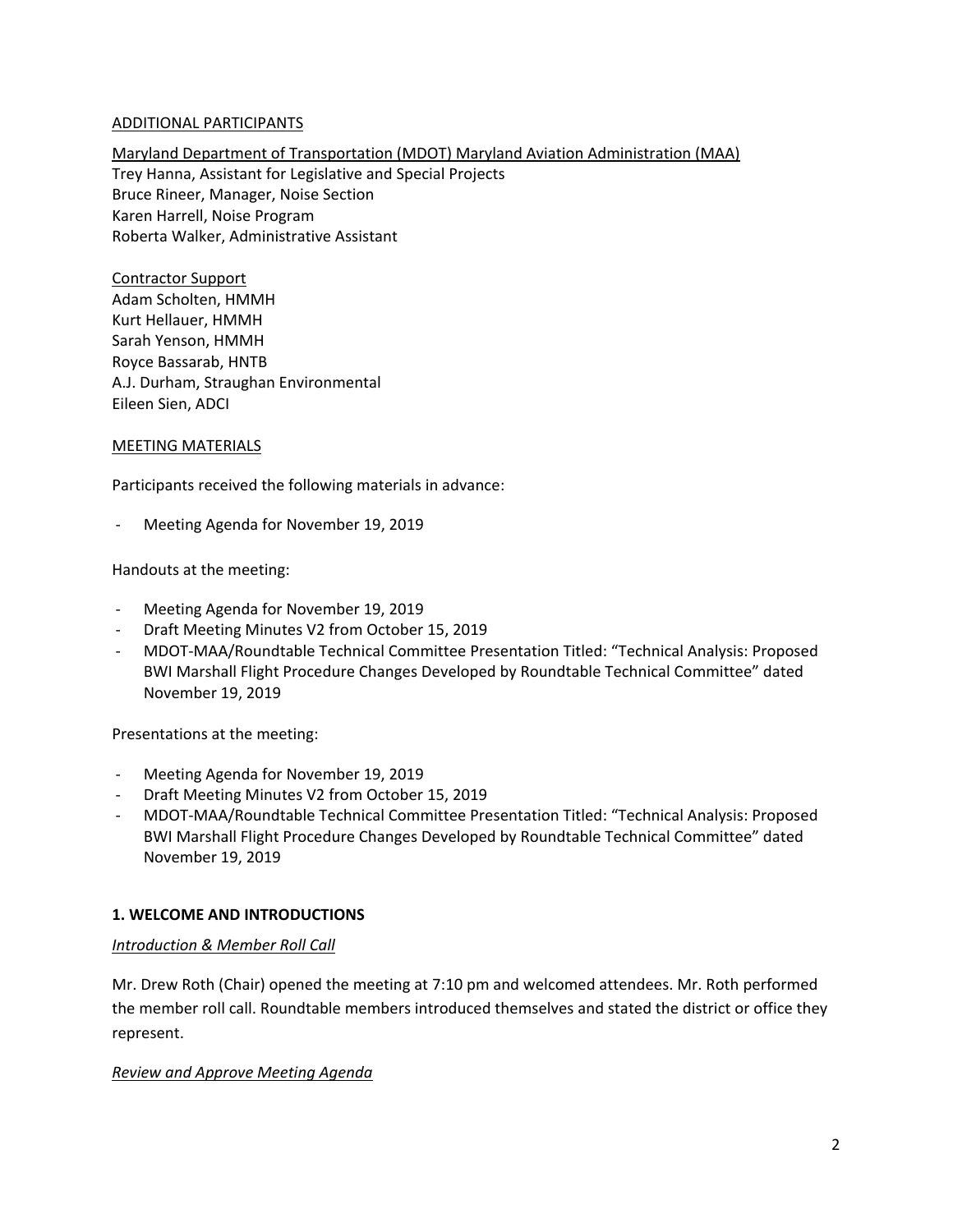ADDITIONAL PARTICIPANTS

Maryland Department of Transportation (MDOT) Maryland Aviation Administration (MAA)
Trey Hanna, Assistant for Legislative and Special Projects
Bruce Rineer, Manager, Noise Section
Karen Harrell, Noise Program
Roberta Walker, Administrative Assistant

Contractor Support
Adam Scholten, HMMH
Kurt Hellauer, HMMH
Sarah Yenson, HMMH
Royce Bassarab, HNTB
A.J. Durham, Straughan Environmental
Eileen Sien, ADCI

MEETING MATERIALS

Participants received the following materials in advance:

- Meeting Agenda for November 19, 2019

Handouts at the meeting:

- Meeting Agenda for November 19, 2019
- Draft Meeting Minutes V2 from October 15, 2019
- MDOT-MAA/Roundtable Technical Committee Presentation Titled: "Technical Analysis: Proposed BWI Marshall Flight Procedure Changes Developed by Roundtable Technical Committee" dated November 19, 2019

Presentations at the meeting:

- Meeting Agenda for November 19, 2019
- Draft Meeting Minutes V2 from October 15, 2019
- MDOT-MAA/Roundtable Technical Committee Presentation Titled: "Technical Analysis: Proposed BWI Marshall Flight Procedure Changes Developed by Roundtable Technical Committee" dated November 19, 2019

## 1. WELCOME AND INTRODUCTIONS

*Introduction & Member Roll Call*

Mr. Drew Roth (Chair) opened the meeting at 7:10 pm and welcomed attendees. Mr. Roth performed the member roll call. Roundtable members introduced themselves and stated the district or office they represent.

*Review and Approve Meeting Agenda*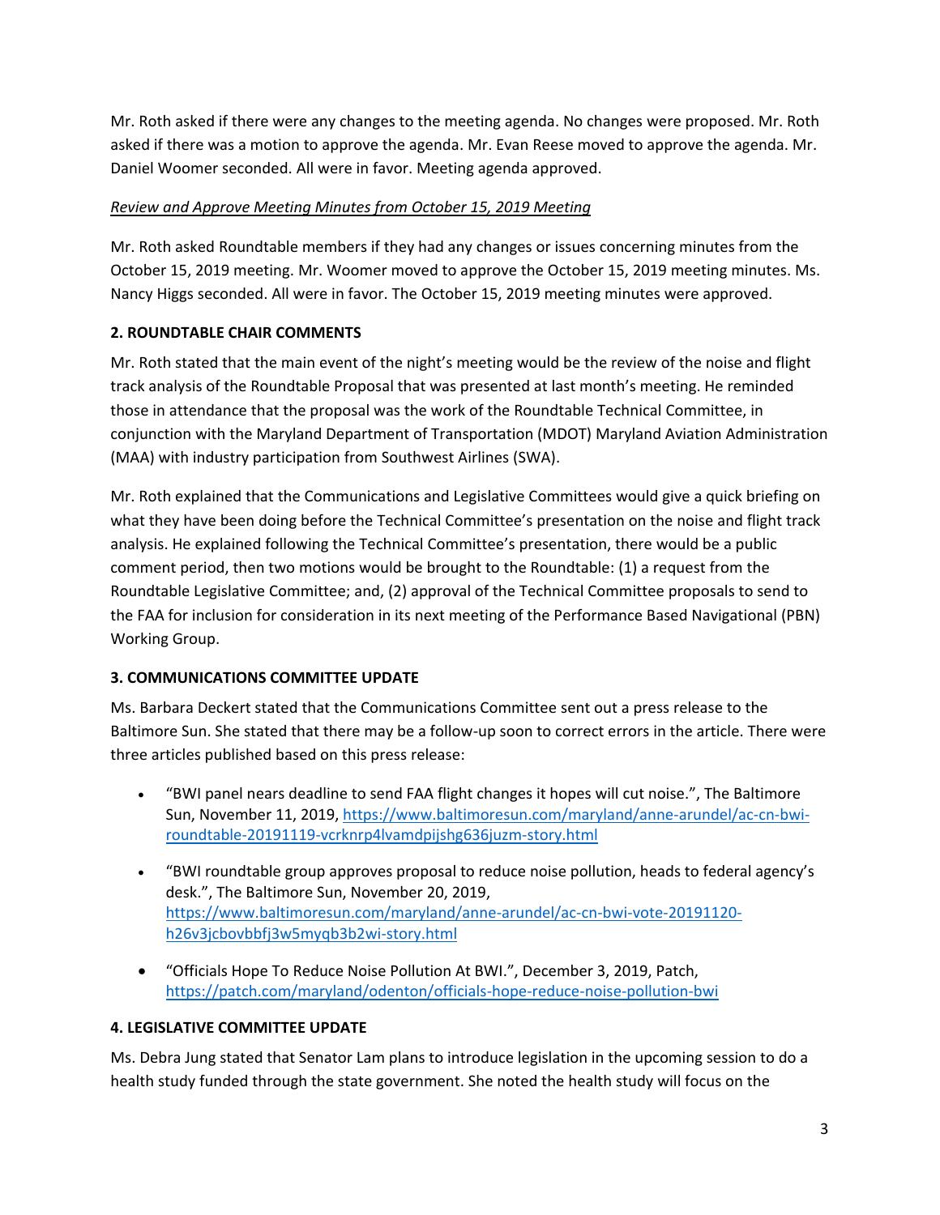Mr. Roth asked if there were any changes to the meeting agenda. No changes were proposed. Mr. Roth asked if there was a motion to approve the agenda. Mr. Evan Reese moved to approve the agenda. Mr. Daniel Woomer seconded. All were in favor. Meeting agenda approved.

*Review and Approve Meeting Minutes from October 15, 2019 Meeting*

Mr. Roth asked Roundtable members if they had any changes or issues concerning minutes from the October 15, 2019 meeting. Mr. Woomer moved to approve the October 15, 2019 meeting minutes. Ms. Nancy Higgs seconded. All were in favor. The October 15, 2019 meeting minutes were approved.

**2. ROUNDTABLE CHAIR COMMENTS**

Mr. Roth stated that the main event of the night's meeting would be the review of the noise and flight track analysis of the Roundtable Proposal that was presented at last month's meeting. He reminded those in attendance that the proposal was the work of the Roundtable Technical Committee, in conjunction with the Maryland Department of Transportation (MDOT) Maryland Aviation Administration (MAA) with industry participation from Southwest Airlines (SWA).

Mr. Roth explained that the Communications and Legislative Committees would give a quick briefing on what they have been doing before the Technical Committee's presentation on the noise and flight track analysis. He explained following the Technical Committee's presentation, there would be a public comment period, then two motions would be brought to the Roundtable: (1) a request from the Roundtable Legislative Committee; and, (2) approval of the Technical Committee proposals to send to the FAA for inclusion for consideration in its next meeting of the Performance Based Navigational (PBN) Working Group.

**3. COMMUNICATIONS COMMITTEE UPDATE**

Ms. Barbara Deckert stated that the Communications Committee sent out a press release to the Baltimore Sun. She stated that there may be a follow-up soon to correct errors in the article. There were three articles published based on this press release:

- "BWI panel nears deadline to send FAA flight changes it hopes will cut noise.", The Baltimore Sun, November 11, 2019, https://www.baltimoresun.com/maryland/anne-arundel/ac-cn-bwi-roundtable-20191119-vcrknrp4lvamdpijshg636juzm-story.html
- "BWI roundtable group approves proposal to reduce noise pollution, heads to federal agency's desk.", The Baltimore Sun, November 20, 2019, https://www.baltimoresun.com/maryland/anne-arundel/ac-cn-bwi-vote-20191120-h26v3jcbovbbfj3w5myqb3b2wi-story.html
- "Officials Hope To Reduce Noise Pollution At BWI.", December 3, 2019, Patch, https://patch.com/maryland/odenton/officials-hope-reduce-noise-pollution-bwi

**4. LEGISLATIVE COMMITTEE UPDATE**

Ms. Debra Jung stated that Senator Lam plans to introduce legislation in the upcoming session to do a health study funded through the state government. She noted the health study will focus on the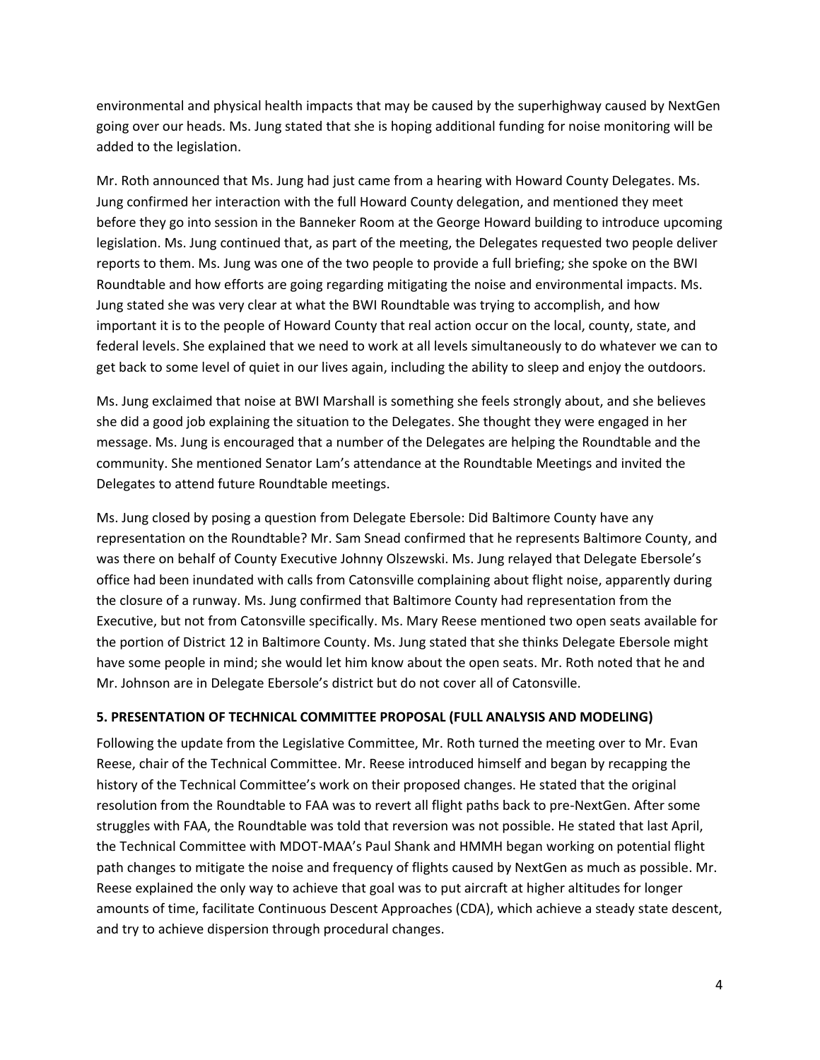environmental and physical health impacts that may be caused by the superhighway caused by NextGen going over our heads. Ms. Jung stated that she is hoping additional funding for noise monitoring will be added to the legislation.

Mr. Roth announced that Ms. Jung had just came from a hearing with Howard County Delegates. Ms. Jung confirmed her interaction with the full Howard County delegation, and mentioned they meet before they go into session in the Banneker Room at the George Howard building to introduce upcoming legislation. Ms. Jung continued that, as part of the meeting, the Delegates requested two people deliver reports to them. Ms. Jung was one of the two people to provide a full briefing; she spoke on the BWI Roundtable and how efforts are going regarding mitigating the noise and environmental impacts. Ms. Jung stated she was very clear at what the BWI Roundtable was trying to accomplish, and how important it is to the people of Howard County that real action occur on the local, county, state, and federal levels. She explained that we need to work at all levels simultaneously to do whatever we can to get back to some level of quiet in our lives again, including the ability to sleep and enjoy the outdoors.

Ms. Jung exclaimed that noise at BWI Marshall is something she feels strongly about, and she believes she did a good job explaining the situation to the Delegates. She thought they were engaged in her message. Ms. Jung is encouraged that a number of the Delegates are helping the Roundtable and the community. She mentioned Senator Lam's attendance at the Roundtable Meetings and invited the Delegates to attend future Roundtable meetings.

Ms. Jung closed by posing a question from Delegate Ebersole: Did Baltimore County have any representation on the Roundtable? Mr. Sam Snead confirmed that he represents Baltimore County, and was there on behalf of County Executive Johnny Olszewski. Ms. Jung relayed that Delegate Ebersole's office had been inundated with calls from Catonsville complaining about flight noise, apparently during the closure of a runway. Ms. Jung confirmed that Baltimore County had representation from the Executive, but not from Catonsville specifically. Ms. Mary Reese mentioned two open seats available for the portion of District 12 in Baltimore County. Ms. Jung stated that she thinks Delegate Ebersole might have some people in mind; she would let him know about the open seats. Mr. Roth noted that he and Mr. Johnson are in Delegate Ebersole's district but do not cover all of Catonsville.

**5. PRESENTATION OF TECHNICAL COMMITTEE PROPOSAL (FULL ANALYSIS AND MODELING)**

Following the update from the Legislative Committee, Mr. Roth turned the meeting over to Mr. Evan Reese, chair of the Technical Committee. Mr. Reese introduced himself and began by recapping the history of the Technical Committee's work on their proposed changes. He stated that the original resolution from the Roundtable to FAA was to revert all flight paths back to pre-NextGen. After some struggles with FAA, the Roundtable was told that reversion was not possible. He stated that last April, the Technical Committee with MDOT-MAA's Paul Shank and HMMH began working on potential flight path changes to mitigate the noise and frequency of flights caused by NextGen as much as possible. Mr. Reese explained the only way to achieve that goal was to put aircraft at higher altitudes for longer amounts of time, facilitate Continuous Descent Approaches (CDA), which achieve a steady state descent, and try to achieve dispersion through procedural changes.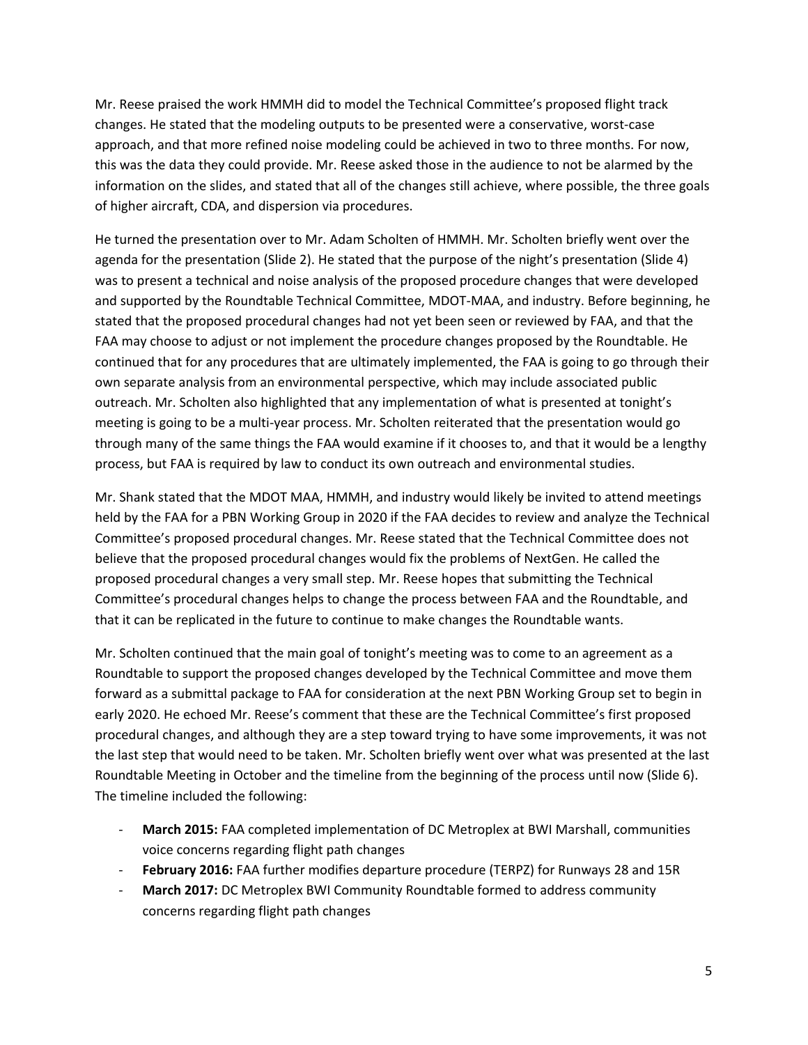Mr. Reese praised the work HMMH did to model the Technical Committee's proposed flight track changes. He stated that the modeling outputs to be presented were a conservative, worst-case approach, and that more refined noise modeling could be achieved in two to three months. For now, this was the data they could provide. Mr. Reese asked those in the audience to not be alarmed by the information on the slides, and stated that all of the changes still achieve, where possible, the three goals of higher aircraft, CDA, and dispersion via procedures.

He turned the presentation over to Mr. Adam Scholten of HMMH. Mr. Scholten briefly went over the agenda for the presentation (Slide 2). He stated that the purpose of the night's presentation (Slide 4) was to present a technical and noise analysis of the proposed procedure changes that were developed and supported by the Roundtable Technical Committee, MDOT-MAA, and industry. Before beginning, he stated that the proposed procedural changes had not yet been seen or reviewed by FAA, and that the FAA may choose to adjust or not implement the procedure changes proposed by the Roundtable. He continued that for any procedures that are ultimately implemented, the FAA is going to go through their own separate analysis from an environmental perspective, which may include associated public outreach. Mr. Scholten also highlighted that any implementation of what is presented at tonight's meeting is going to be a multi-year process. Mr. Scholten reiterated that the presentation would go through many of the same things the FAA would examine if it chooses to, and that it would be a lengthy process, but FAA is required by law to conduct its own outreach and environmental studies.

Mr. Shank stated that the MDOT MAA, HMMH, and industry would likely be invited to attend meetings held by the FAA for a PBN Working Group in 2020 if the FAA decides to review and analyze the Technical Committee's proposed procedural changes. Mr. Reese stated that the Technical Committee does not believe that the proposed procedural changes would fix the problems of NextGen. He called the proposed procedural changes a very small step. Mr. Reese hopes that submitting the Technical Committee's procedural changes helps to change the process between FAA and the Roundtable, and that it can be replicated in the future to continue to make changes the Roundtable wants.

Mr. Scholten continued that the main goal of tonight's meeting was to come to an agreement as a Roundtable to support the proposed changes developed by the Technical Committee and move them forward as a submittal package to FAA for consideration at the next PBN Working Group set to begin in early 2020. He echoed Mr. Reese's comment that these are the Technical Committee's first proposed procedural changes, and although they are a step toward trying to have some improvements, it was not the last step that would need to be taken. Mr. Scholten briefly went over what was presented at the last Roundtable Meeting in October and the timeline from the beginning of the process until now (Slide 6). The timeline included the following:

- **March 2015:** FAA completed implementation of DC Metroplex at BWI Marshall, communities voice concerns regarding flight path changes
- **February 2016:** FAA further modifies departure procedure (TERPZ) for Runways 28 and 15R
- **March 2017:** DC Metroplex BWI Community Roundtable formed to address community concerns regarding flight path changes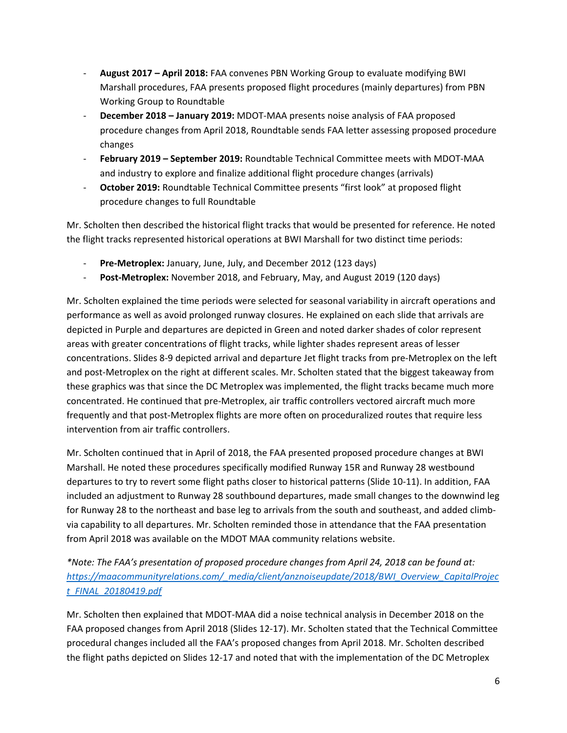- **August 2017 – April 2018:** FAA convenes PBN Working Group to evaluate modifying BWI Marshall procedures, FAA presents proposed flight procedures (mainly departures) from PBN Working Group to Roundtable
- **December 2018 – January 2019:** MDOT-MAA presents noise analysis of FAA proposed procedure changes from April 2018, Roundtable sends FAA letter assessing proposed procedure changes
- **February 2019 – September 2019:** Roundtable Technical Committee meets with MDOT-MAA and industry to explore and finalize additional flight procedure changes (arrivals)
- **October 2019:** Roundtable Technical Committee presents "first look" at proposed flight procedure changes to full Roundtable

Mr. Scholten then described the historical flight tracks that would be presented for reference. He noted the flight tracks represented historical operations at BWI Marshall for two distinct time periods:

- **Pre-Metroplex:** January, June, July, and December 2012 (123 days)
- **Post-Metroplex:** November 2018, and February, May, and August 2019 (120 days)

Mr. Scholten explained the time periods were selected for seasonal variability in aircraft operations and performance as well as avoid prolonged runway closures. He explained on each slide that arrivals are depicted in Purple and departures are depicted in Green and noted darker shades of color represent areas with greater concentrations of flight tracks, while lighter shades represent areas of lesser concentrations. Slides 8-9 depicted arrival and departure Jet flight tracks from pre-Metroplex on the left and post-Metroplex on the right at different scales. Mr. Scholten stated that the biggest takeaway from these graphics was that since the DC Metroplex was implemented, the flight tracks became much more concentrated. He continued that pre-Metroplex, air traffic controllers vectored aircraft much more frequently and that post-Metroplex flights are more often on proceduralized routes that require less intervention from air traffic controllers.

Mr. Scholten continued that in April of 2018, the FAA presented proposed procedure changes at BWI Marshall. He noted these procedures specifically modified Runway 15R and Runway 28 westbound departures to try to revert some flight paths closer to historical patterns (Slide 10-11). In addition, FAA included an adjustment to Runway 28 southbound departures, made small changes to the downwind leg for Runway 28 to the northeast and base leg to arrivals from the south and southeast, and added climb-via capability to all departures. Mr. Scholten reminded those in attendance that the FAA presentation from April 2018 was available on the MDOT MAA community relations website.

*\*Note: The FAA's presentation of proposed procedure changes from April 24, 2018 can be found at: https://maacommunityrelations.com/_media/client/anznoiseupdate/2018/BWI_Overview_CapitalProject_FINAL_20180419.pdf*

Mr. Scholten then explained that MDOT-MAA did a noise technical analysis in December 2018 on the FAA proposed changes from April 2018 (Slides 12-17). Mr. Scholten stated that the Technical Committee procedural changes included all the FAA's proposed changes from April 2018. Mr. Scholten described the flight paths depicted on Slides 12-17 and noted that with the implementation of the DC Metroplex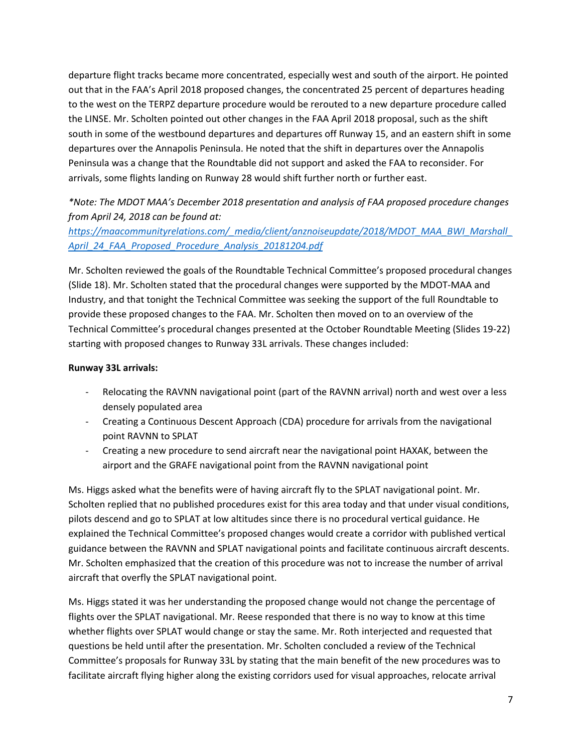departure flight tracks became more concentrated, especially west and south of the airport. He pointed out that in the FAA's April 2018 proposed changes, the concentrated 25 percent of departures heading to the west on the TERPZ departure procedure would be rerouted to a new departure procedure called the LINSE. Mr. Scholten pointed out other changes in the FAA April 2018 proposal, such as the shift south in some of the westbound departures and departures off Runway 15, and an eastern shift in some departures over the Annapolis Peninsula. He noted that the shift in departures over the Annapolis Peninsula was a change that the Roundtable did not support and asked the FAA to reconsider. For arrivals, some flights landing on Runway 28 would shift further north or further east.

*\*Note: The MDOT MAA's December 2018 presentation and analysis of FAA proposed procedure changes from April 24, 2018 can be found at:*
[https://maacommunityrelations.com/_media/client/anznoiseupdate/2018/MDOT_MAA_BWI_Marshall_April_24_FAA_Proposed_Procedure_Analysis_20181204.pdf](https://maacommunityrelations.com/_media/client/anznoiseupdate/2018/MDOT_MAA_BWI_Marshall_April_24_FAA_Proposed_Procedure_Analysis_20181204.pdf)

Mr. Scholten reviewed the goals of the Roundtable Technical Committee's proposed procedural changes (Slide 18). Mr. Scholten stated that the procedural changes were supported by the MDOT-MAA and Industry, and that tonight the Technical Committee was seeking the support of the full Roundtable to provide these proposed changes to the FAA. Mr. Scholten then moved on to an overview of the Technical Committee's procedural changes presented at the October Roundtable Meeting (Slides 19-22) starting with proposed changes to Runway 33L arrivals. These changes included:

**Runway 33L arrivals:**

- Relocating the RAVNN navigational point (part of the RAVNN arrival) north and west over a less densely populated area
- Creating a Continuous Descent Approach (CDA) procedure for arrivals from the navigational point RAVNN to SPLAT
- Creating a new procedure to send aircraft near the navigational point HAXAK, between the airport and the GRAFE navigational point from the RAVNN navigational point

Ms. Higgs asked what the benefits were of having aircraft fly to the SPLAT navigational point. Mr. Scholten replied that no published procedures exist for this area today and that under visual conditions, pilots descend and go to SPLAT at low altitudes since there is no procedural vertical guidance. He explained the Technical Committee's proposed changes would create a corridor with published vertical guidance between the RAVNN and SPLAT navigational points and facilitate continuous aircraft descents. Mr. Scholten emphasized that the creation of this procedure was not to increase the number of arrival aircraft that overfly the SPLAT navigational point.

Ms. Higgs stated it was her understanding the proposed change would not change the percentage of flights over the SPLAT navigational. Mr. Reese responded that there is no way to know at this time whether flights over SPLAT would change or stay the same. Mr. Roth interjected and requested that questions be held until after the presentation. Mr. Scholten concluded a review of the Technical Committee's proposals for Runway 33L by stating that the main benefit of the new procedures was to facilitate aircraft flying higher along the existing corridors used for visual approaches, relocate arrival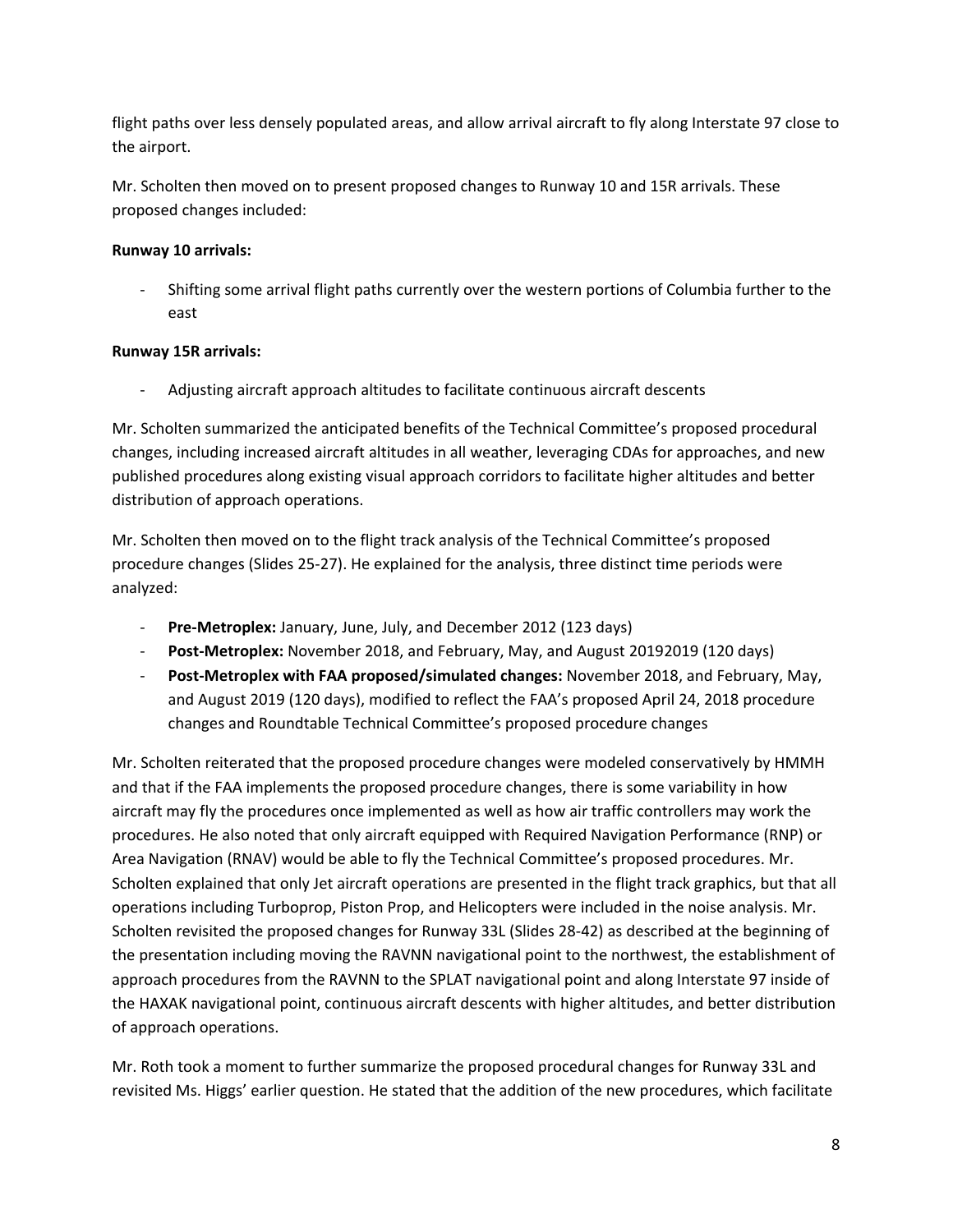flight paths over less densely populated areas, and allow arrival aircraft to fly along Interstate 97 close to the airport.

Mr. Scholten then moved on to present proposed changes to Runway 10 and 15R arrivals. These proposed changes included:

**Runway 10 arrivals:**

- Shifting some arrival flight paths currently over the western portions of Columbia further to the east

**Runway 15R arrivals:**

- Adjusting aircraft approach altitudes to facilitate continuous aircraft descents

Mr. Scholten summarized the anticipated benefits of the Technical Committee's proposed procedural changes, including increased aircraft altitudes in all weather, leveraging CDAs for approaches, and new published procedures along existing visual approach corridors to facilitate higher altitudes and better distribution of approach operations.

Mr. Scholten then moved on to the flight track analysis of the Technical Committee's proposed procedure changes (Slides 25-27). He explained for the analysis, three distinct time periods were analyzed:

- **Pre-Metroplex:** January, June, July, and December 2012 (123 days)
- **Post-Metroplex:** November 2018, and February, May, and August 20192019 (120 days)
- **Post-Metroplex with FAA proposed/simulated changes:** November 2018, and February, May, and August 2019 (120 days), modified to reflect the FAA's proposed April 24, 2018 procedure changes and Roundtable Technical Committee's proposed procedure changes

Mr. Scholten reiterated that the proposed procedure changes were modeled conservatively by HMMH and that if the FAA implements the proposed procedure changes, there is some variability in how aircraft may fly the procedures once implemented as well as how air traffic controllers may work the procedures. He also noted that only aircraft equipped with Required Navigation Performance (RNP) or Area Navigation (RNAV) would be able to fly the Technical Committee's proposed procedures. Mr. Scholten explained that only Jet aircraft operations are presented in the flight track graphics, but that all operations including Turboprop, Piston Prop, and Helicopters were included in the noise analysis. Mr. Scholten revisited the proposed changes for Runway 33L (Slides 28-42) as described at the beginning of the presentation including moving the RAVNN navigational point to the northwest, the establishment of approach procedures from the RAVNN to the SPLAT navigational point and along Interstate 97 inside of the HAXAK navigational point, continuous aircraft descents with higher altitudes, and better distribution of approach operations.

Mr. Roth took a moment to further summarize the proposed procedural changes for Runway 33L and revisited Ms. Higgs' earlier question. He stated that the addition of the new procedures, which facilitate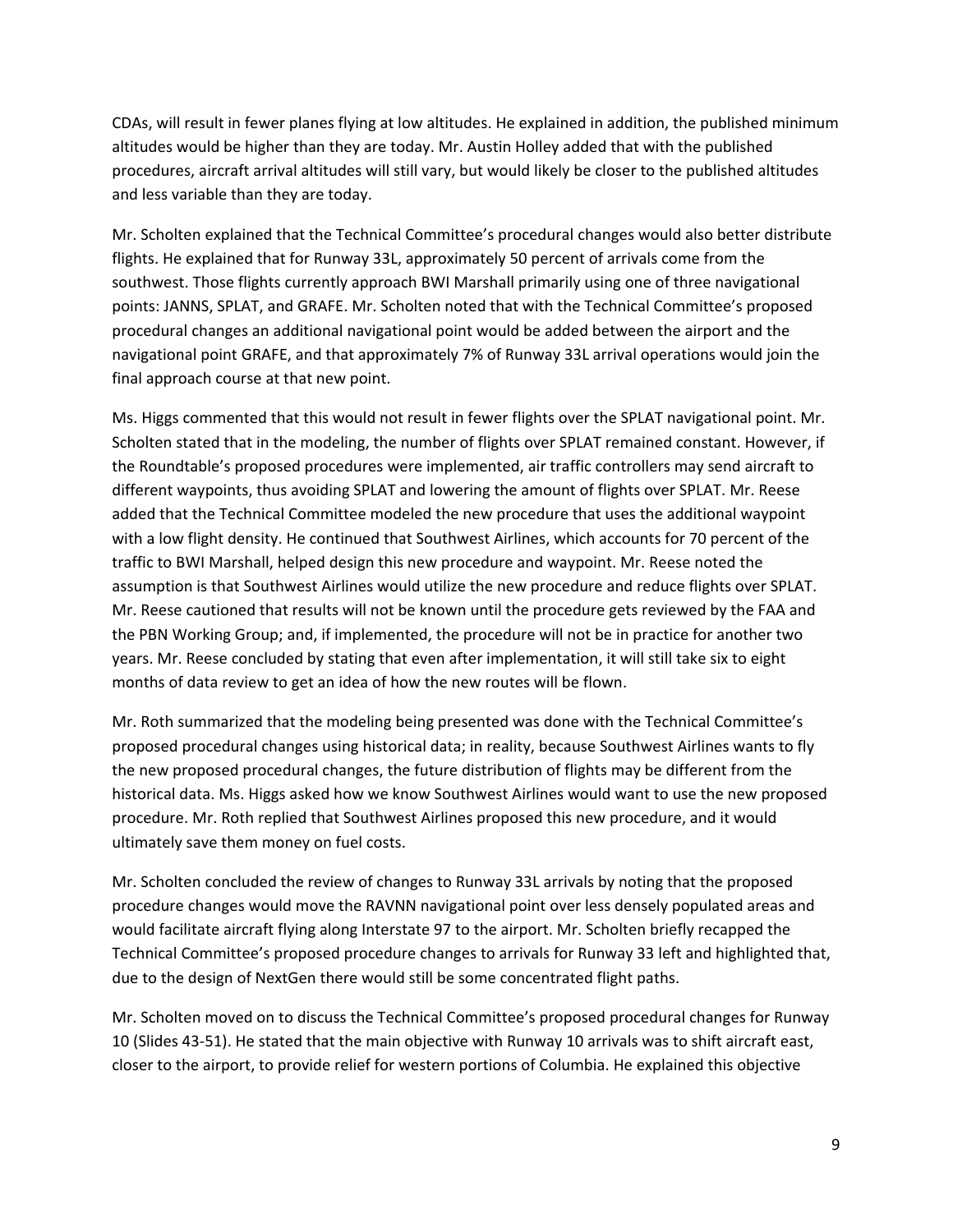CDAs, will result in fewer planes flying at low altitudes. He explained in addition, the published minimum altitudes would be higher than they are today. Mr. Austin Holley added that with the published procedures, aircraft arrival altitudes will still vary, but would likely be closer to the published altitudes and less variable than they are today.

Mr. Scholten explained that the Technical Committee's procedural changes would also better distribute flights. He explained that for Runway 33L, approximately 50 percent of arrivals come from the southwest. Those flights currently approach BWI Marshall primarily using one of three navigational points: JANNS, SPLAT, and GRAFE. Mr. Scholten noted that with the Technical Committee's proposed procedural changes an additional navigational point would be added between the airport and the navigational point GRAFE, and that approximately 7% of Runway 33L arrival operations would join the final approach course at that new point.

Ms. Higgs commented that this would not result in fewer flights over the SPLAT navigational point. Mr. Scholten stated that in the modeling, the number of flights over SPLAT remained constant. However, if the Roundtable's proposed procedures were implemented, air traffic controllers may send aircraft to different waypoints, thus avoiding SPLAT and lowering the amount of flights over SPLAT. Mr. Reese added that the Technical Committee modeled the new procedure that uses the additional waypoint with a low flight density. He continued that Southwest Airlines, which accounts for 70 percent of the traffic to BWI Marshall, helped design this new procedure and waypoint. Mr. Reese noted the assumption is that Southwest Airlines would utilize the new procedure and reduce flights over SPLAT. Mr. Reese cautioned that results will not be known until the procedure gets reviewed by the FAA and the PBN Working Group; and, if implemented, the procedure will not be in practice for another two years. Mr. Reese concluded by stating that even after implementation, it will still take six to eight months of data review to get an idea of how the new routes will be flown.

Mr. Roth summarized that the modeling being presented was done with the Technical Committee's proposed procedural changes using historical data; in reality, because Southwest Airlines wants to fly the new proposed procedural changes, the future distribution of flights may be different from the historical data. Ms. Higgs asked how we know Southwest Airlines would want to use the new proposed procedure. Mr. Roth replied that Southwest Airlines proposed this new procedure, and it would ultimately save them money on fuel costs.

Mr. Scholten concluded the review of changes to Runway 33L arrivals by noting that the proposed procedure changes would move the RAVNN navigational point over less densely populated areas and would facilitate aircraft flying along Interstate 97 to the airport. Mr. Scholten briefly recapped the Technical Committee's proposed procedure changes to arrivals for Runway 33 left and highlighted that, due to the design of NextGen there would still be some concentrated flight paths.

Mr. Scholten moved on to discuss the Technical Committee's proposed procedural changes for Runway 10 (Slides 43-51). He stated that the main objective with Runway 10 arrivals was to shift aircraft east, closer to the airport, to provide relief for western portions of Columbia. He explained this objective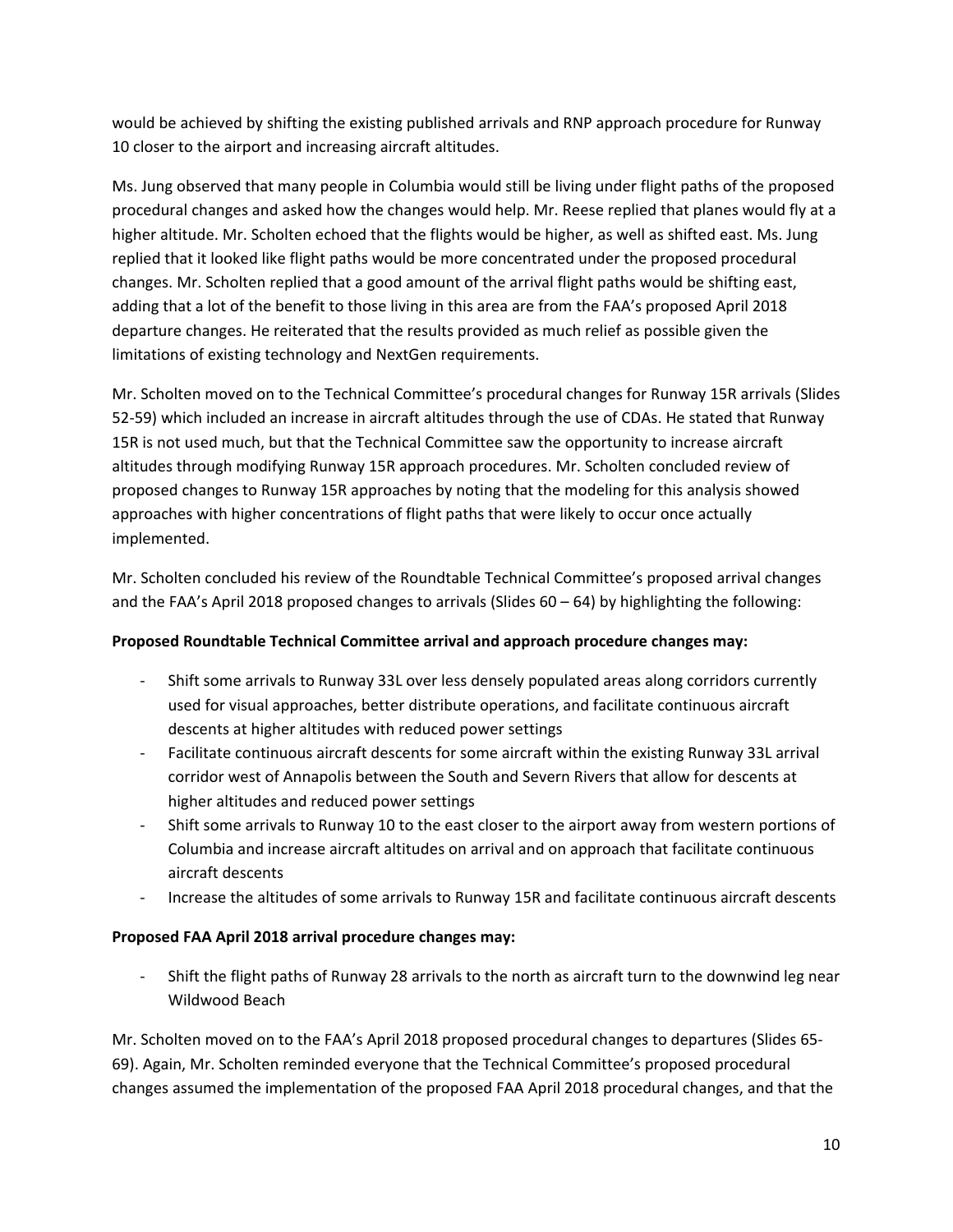would be achieved by shifting the existing published arrivals and RNP approach procedure for Runway 10 closer to the airport and increasing aircraft altitudes.

Ms. Jung observed that many people in Columbia would still be living under flight paths of the proposed procedural changes and asked how the changes would help. Mr. Reese replied that planes would fly at a higher altitude. Mr. Scholten echoed that the flights would be higher, as well as shifted east. Ms. Jung replied that it looked like flight paths would be more concentrated under the proposed procedural changes. Mr. Scholten replied that a good amount of the arrival flight paths would be shifting east, adding that a lot of the benefit to those living in this area are from the FAA's proposed April 2018 departure changes. He reiterated that the results provided as much relief as possible given the limitations of existing technology and NextGen requirements.

Mr. Scholten moved on to the Technical Committee's procedural changes for Runway 15R arrivals (Slides 52-59) which included an increase in aircraft altitudes through the use of CDAs. He stated that Runway 15R is not used much, but that the Technical Committee saw the opportunity to increase aircraft altitudes through modifying Runway 15R approach procedures. Mr. Scholten concluded review of proposed changes to Runway 15R approaches by noting that the modeling for this analysis showed approaches with higher concentrations of flight paths that were likely to occur once actually implemented.

Mr. Scholten concluded his review of the Roundtable Technical Committee's proposed arrival changes and the FAA's April 2018 proposed changes to arrivals (Slides 60 – 64) by highlighting the following:

**Proposed Roundtable Technical Committee arrival and approach procedure changes may:**

- Shift some arrivals to Runway 33L over less densely populated areas along corridors currently used for visual approaches, better distribute operations, and facilitate continuous aircraft descents at higher altitudes with reduced power settings
- Facilitate continuous aircraft descents for some aircraft within the existing Runway 33L arrival corridor west of Annapolis between the South and Severn Rivers that allow for descents at higher altitudes and reduced power settings
- Shift some arrivals to Runway 10 to the east closer to the airport away from western portions of Columbia and increase aircraft altitudes on arrival and on approach that facilitate continuous aircraft descents
- Increase the altitudes of some arrivals to Runway 15R and facilitate continuous aircraft descents

**Proposed FAA April 2018 arrival procedure changes may:**

- Shift the flight paths of Runway 28 arrivals to the north as aircraft turn to the downwind leg near Wildwood Beach

Mr. Scholten moved on to the FAA's April 2018 proposed procedural changes to departures (Slides 65-69). Again, Mr. Scholten reminded everyone that the Technical Committee's proposed procedural changes assumed the implementation of the proposed FAA April 2018 procedural changes, and that the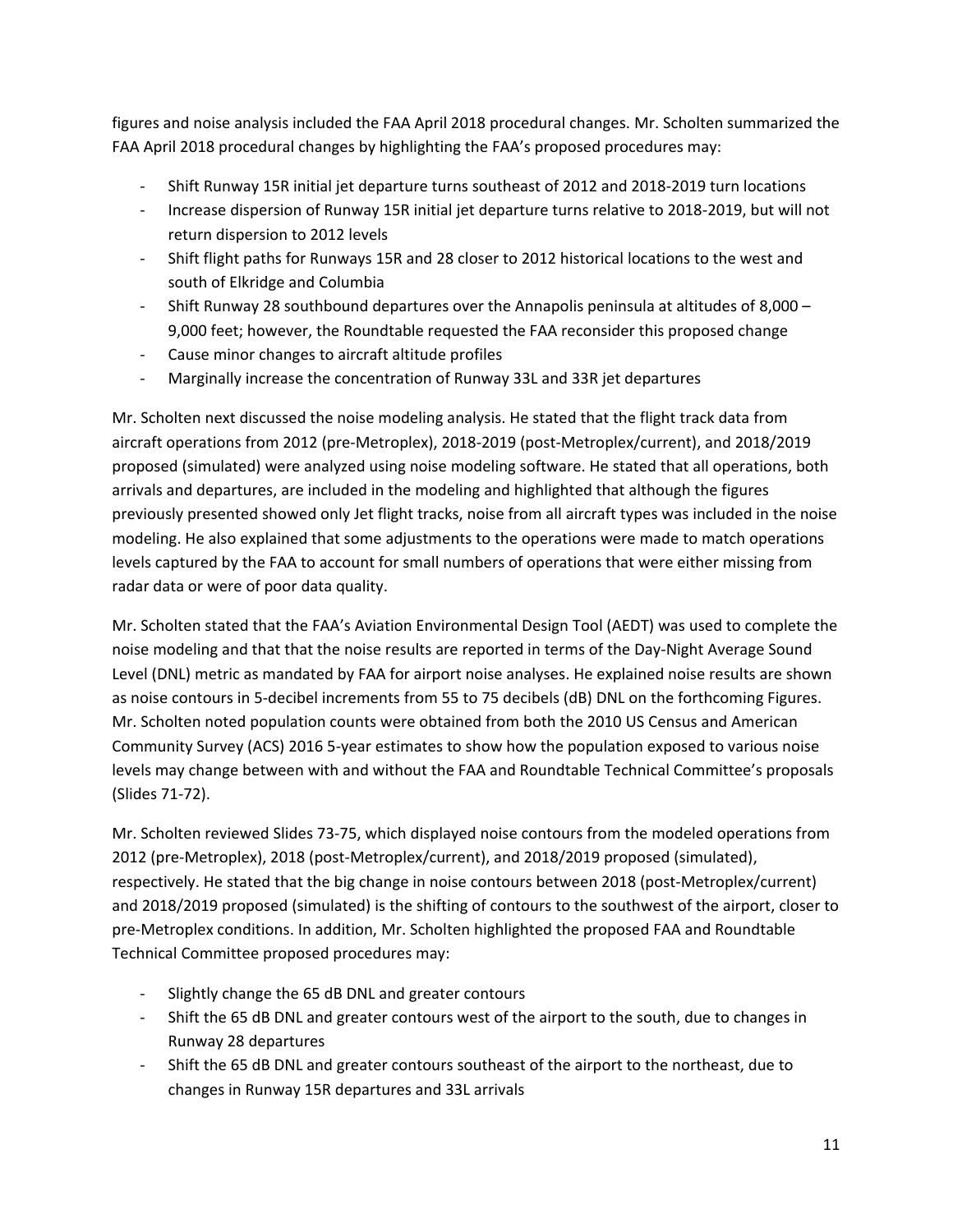figures and noise analysis included the FAA April 2018 procedural changes. Mr. Scholten summarized the FAA April 2018 procedural changes by highlighting the FAA's proposed procedures may:

- Shift Runway 15R initial jet departure turns southeast of 2012 and 2018-2019 turn locations
- Increase dispersion of Runway 15R initial jet departure turns relative to 2018-2019, but will not return dispersion to 2012 levels
- Shift flight paths for Runways 15R and 28 closer to 2012 historical locations to the west and south of Elkridge and Columbia
- Shift Runway 28 southbound departures over the Annapolis peninsula at altitudes of 8,000 – 9,000 feet; however, the Roundtable requested the FAA reconsider this proposed change
- Cause minor changes to aircraft altitude profiles
- Marginally increase the concentration of Runway 33L and 33R jet departures

Mr. Scholten next discussed the noise modeling analysis. He stated that the flight track data from aircraft operations from 2012 (pre-Metroplex), 2018-2019 (post-Metroplex/current), and 2018/2019 proposed (simulated) were analyzed using noise modeling software. He stated that all operations, both arrivals and departures, are included in the modeling and highlighted that although the figures previously presented showed only Jet flight tracks, noise from all aircraft types was included in the noise modeling. He also explained that some adjustments to the operations were made to match operations levels captured by the FAA to account for small numbers of operations that were either missing from radar data or were of poor data quality.

Mr. Scholten stated that the FAA's Aviation Environmental Design Tool (AEDT) was used to complete the noise modeling and that that the noise results are reported in terms of the Day-Night Average Sound Level (DNL) metric as mandated by FAA for airport noise analyses. He explained noise results are shown as noise contours in 5-decibel increments from 55 to 75 decibels (dB) DNL on the forthcoming Figures. Mr. Scholten noted population counts were obtained from both the 2010 US Census and American Community Survey (ACS) 2016 5-year estimates to show how the population exposed to various noise levels may change between with and without the FAA and Roundtable Technical Committee's proposals (Slides 71-72).

Mr. Scholten reviewed Slides 73-75, which displayed noise contours from the modeled operations from 2012 (pre-Metroplex), 2018 (post-Metroplex/current), and 2018/2019 proposed (simulated), respectively. He stated that the big change in noise contours between 2018 (post-Metroplex/current) and 2018/2019 proposed (simulated) is the shifting of contours to the southwest of the airport, closer to pre-Metroplex conditions. In addition, Mr. Scholten highlighted the proposed FAA and Roundtable Technical Committee proposed procedures may:

- Slightly change the 65 dB DNL and greater contours
- Shift the 65 dB DNL and greater contours west of the airport to the south, due to changes in Runway 28 departures
- Shift the 65 dB DNL and greater contours southeast of the airport to the northeast, due to changes in Runway 15R departures and 33L arrivals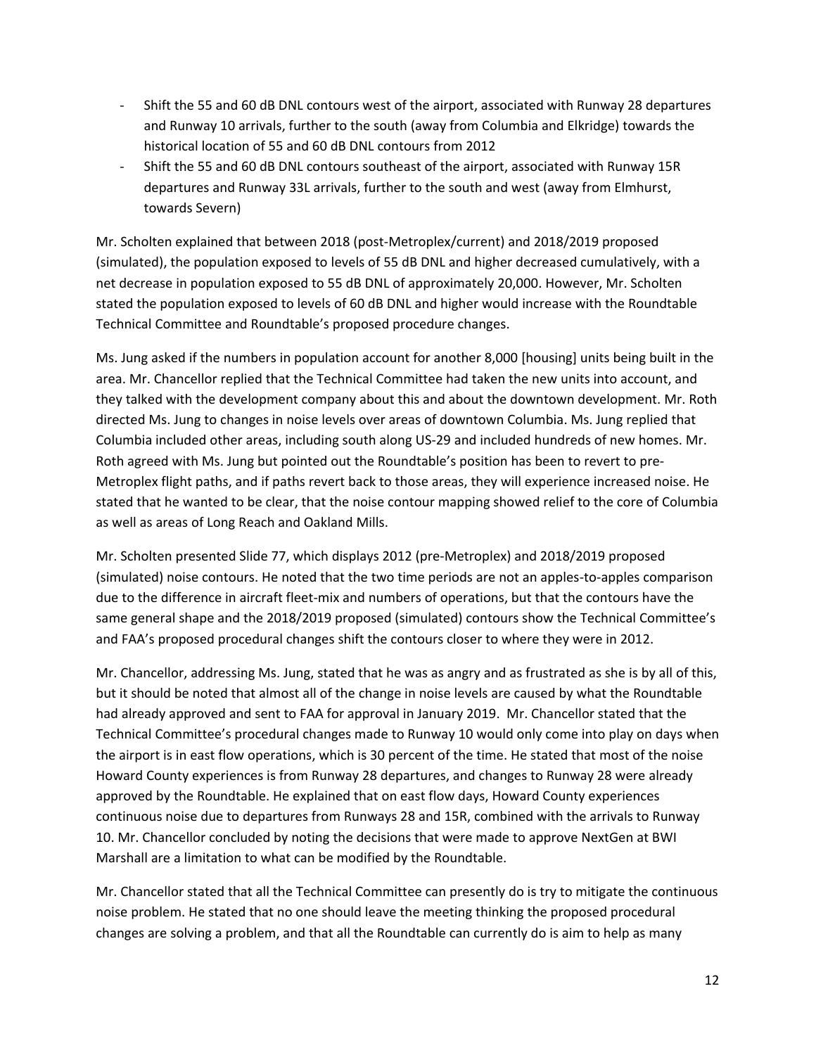- Shift the 55 and 60 dB DNL contours west of the airport, associated with Runway 28 departures and Runway 10 arrivals, further to the south (away from Columbia and Elkridge) towards the historical location of 55 and 60 dB DNL contours from 2012
- Shift the 55 and 60 dB DNL contours southeast of the airport, associated with Runway 15R departures and Runway 33L arrivals, further to the south and west (away from Elmhurst, towards Severn)

Mr. Scholten explained that between 2018 (post-Metroplex/current) and 2018/2019 proposed (simulated), the population exposed to levels of 55 dB DNL and higher decreased cumulatively, with a net decrease in population exposed to 55 dB DNL of approximately 20,000. However, Mr. Scholten stated the population exposed to levels of 60 dB DNL and higher would increase with the Roundtable Technical Committee and Roundtable's proposed procedure changes.

Ms. Jung asked if the numbers in population account for another 8,000 [housing] units being built in the area. Mr. Chancellor replied that the Technical Committee had taken the new units into account, and they talked with the development company about this and about the downtown development. Mr. Roth directed Ms. Jung to changes in noise levels over areas of downtown Columbia. Ms. Jung replied that Columbia included other areas, including south along US-29 and included hundreds of new homes. Mr. Roth agreed with Ms. Jung but pointed out the Roundtable's position has been to revert to pre-Metroplex flight paths, and if paths revert back to those areas, they will experience increased noise. He stated that he wanted to be clear, that the noise contour mapping showed relief to the core of Columbia as well as areas of Long Reach and Oakland Mills.

Mr. Scholten presented Slide 77, which displays 2012 (pre-Metroplex) and 2018/2019 proposed (simulated) noise contours. He noted that the two time periods are not an apples-to-apples comparison due to the difference in aircraft fleet-mix and numbers of operations, but that the contours have the same general shape and the 2018/2019 proposed (simulated) contours show the Technical Committee's and FAA's proposed procedural changes shift the contours closer to where they were in 2012.

Mr. Chancellor, addressing Ms. Jung, stated that he was as angry and as frustrated as she is by all of this, but it should be noted that almost all of the change in noise levels are caused by what the Roundtable had already approved and sent to FAA for approval in January 2019. Mr. Chancellor stated that the Technical Committee's procedural changes made to Runway 10 would only come into play on days when the airport is in east flow operations, which is 30 percent of the time. He stated that most of the noise Howard County experiences is from Runway 28 departures, and changes to Runway 28 were already approved by the Roundtable. He explained that on east flow days, Howard County experiences continuous noise due to departures from Runways 28 and 15R, combined with the arrivals to Runway 10. Mr. Chancellor concluded by noting the decisions that were made to approve NextGen at BWI Marshall are a limitation to what can be modified by the Roundtable.

Mr. Chancellor stated that all the Technical Committee can presently do is try to mitigate the continuous noise problem. He stated that no one should leave the meeting thinking the proposed procedural changes are solving a problem, and that all the Roundtable can currently do is aim to help as many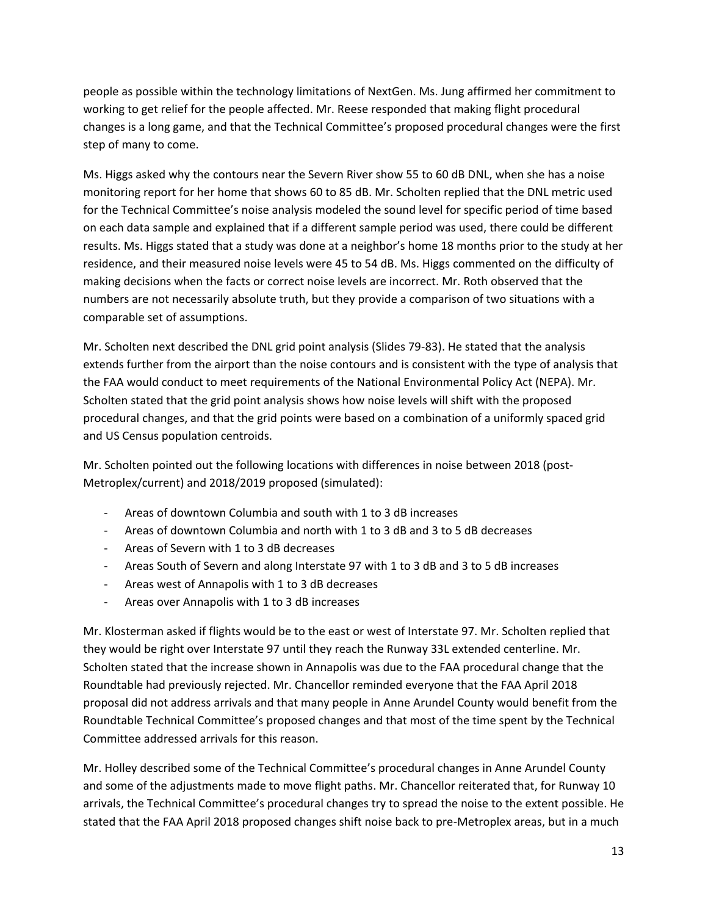people as possible within the technology limitations of NextGen. Ms. Jung affirmed her commitment to working to get relief for the people affected. Mr. Reese responded that making flight procedural changes is a long game, and that the Technical Committee's proposed procedural changes were the first step of many to come.

Ms. Higgs asked why the contours near the Severn River show 55 to 60 dB DNL, when she has a noise monitoring report for her home that shows 60 to 85 dB. Mr. Scholten replied that the DNL metric used for the Technical Committee's noise analysis modeled the sound level for specific period of time based on each data sample and explained that if a different sample period was used, there could be different results. Ms. Higgs stated that a study was done at a neighbor's home 18 months prior to the study at her residence, and their measured noise levels were 45 to 54 dB. Ms. Higgs commented on the difficulty of making decisions when the facts or correct noise levels are incorrect. Mr. Roth observed that the numbers are not necessarily absolute truth, but they provide a comparison of two situations with a comparable set of assumptions.

Mr. Scholten next described the DNL grid point analysis (Slides 79-83). He stated that the analysis extends further from the airport than the noise contours and is consistent with the type of analysis that the FAA would conduct to meet requirements of the National Environmental Policy Act (NEPA). Mr. Scholten stated that the grid point analysis shows how noise levels will shift with the proposed procedural changes, and that the grid points were based on a combination of a uniformly spaced grid and US Census population centroids.

Mr. Scholten pointed out the following locations with differences in noise between 2018 (post-Metroplex/current) and 2018/2019 proposed (simulated):

- Areas of downtown Columbia and south with 1 to 3 dB increases
- Areas of downtown Columbia and north with 1 to 3 dB and 3 to 5 dB decreases
- Areas of Severn with 1 to 3 dB decreases
- Areas South of Severn and along Interstate 97 with 1 to 3 dB and 3 to 5 dB increases
- Areas west of Annapolis with 1 to 3 dB decreases
- Areas over Annapolis with 1 to 3 dB increases

Mr. Klosterman asked if flights would be to the east or west of Interstate 97. Mr. Scholten replied that they would be right over Interstate 97 until they reach the Runway 33L extended centerline. Mr. Scholten stated that the increase shown in Annapolis was due to the FAA procedural change that the Roundtable had previously rejected. Mr. Chancellor reminded everyone that the FAA April 2018 proposal did not address arrivals and that many people in Anne Arundel County would benefit from the Roundtable Technical Committee's proposed changes and that most of the time spent by the Technical Committee addressed arrivals for this reason.

Mr. Holley described some of the Technical Committee's procedural changes in Anne Arundel County and some of the adjustments made to move flight paths. Mr. Chancellor reiterated that, for Runway 10 arrivals, the Technical Committee's procedural changes try to spread the noise to the extent possible. He stated that the FAA April 2018 proposed changes shift noise back to pre-Metroplex areas, but in a much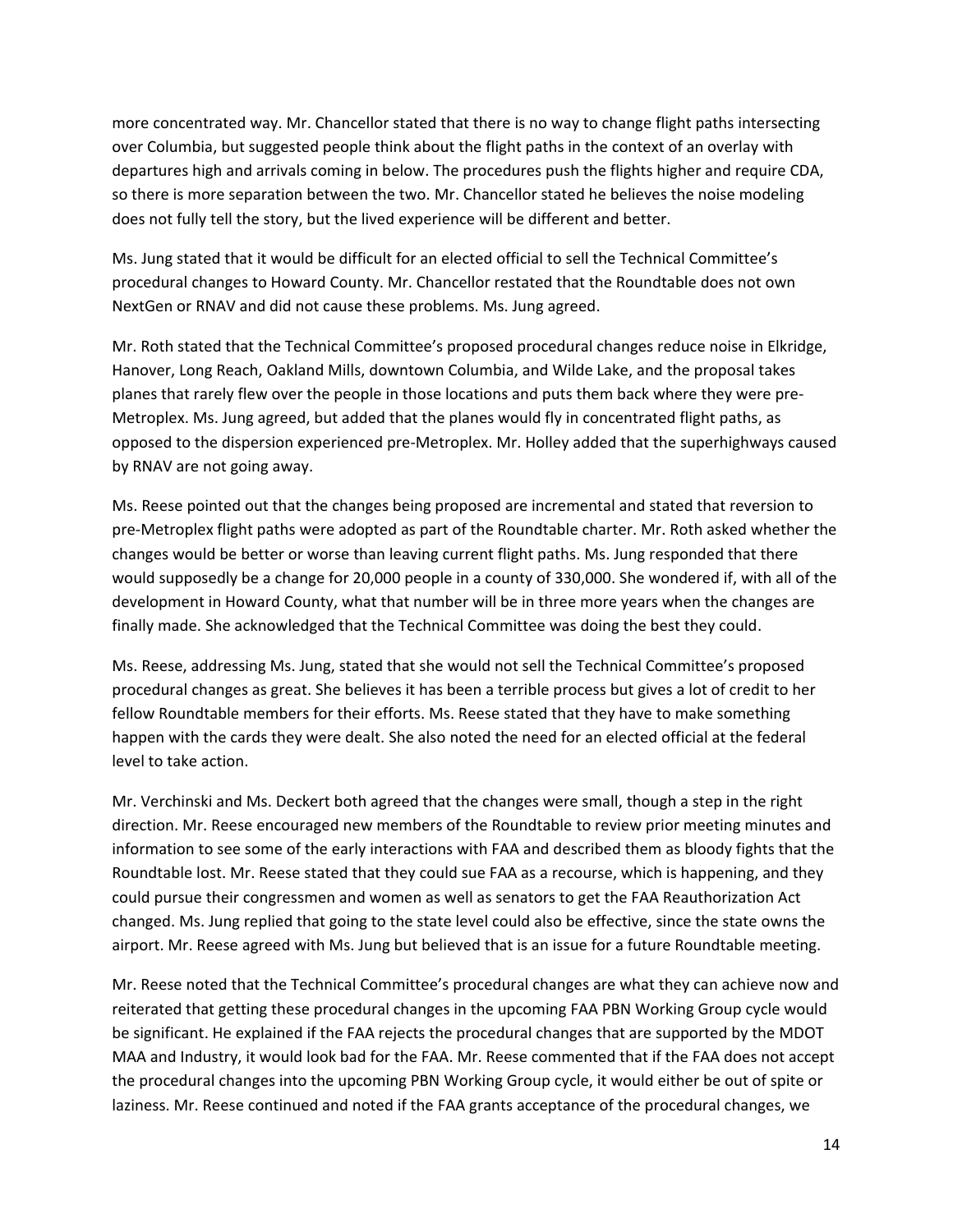more concentrated way. Mr. Chancellor stated that there is no way to change flight paths intersecting over Columbia, but suggested people think about the flight paths in the context of an overlay with departures high and arrivals coming in below. The procedures push the flights higher and require CDA, so there is more separation between the two. Mr. Chancellor stated he believes the noise modeling does not fully tell the story, but the lived experience will be different and better.

Ms. Jung stated that it would be difficult for an elected official to sell the Technical Committee's procedural changes to Howard County. Mr. Chancellor restated that the Roundtable does not own NextGen or RNAV and did not cause these problems. Ms. Jung agreed.

Mr. Roth stated that the Technical Committee's proposed procedural changes reduce noise in Elkridge, Hanover, Long Reach, Oakland Mills, downtown Columbia, and Wilde Lake, and the proposal takes planes that rarely flew over the people in those locations and puts them back where they were pre-Metroplex. Ms. Jung agreed, but added that the planes would fly in concentrated flight paths, as opposed to the dispersion experienced pre-Metroplex. Mr. Holley added that the superhighways caused by RNAV are not going away.

Ms. Reese pointed out that the changes being proposed are incremental and stated that reversion to pre-Metroplex flight paths were adopted as part of the Roundtable charter. Mr. Roth asked whether the changes would be better or worse than leaving current flight paths. Ms. Jung responded that there would supposedly be a change for 20,000 people in a county of 330,000. She wondered if, with all of the development in Howard County, what that number will be in three more years when the changes are finally made. She acknowledged that the Technical Committee was doing the best they could.

Ms. Reese, addressing Ms. Jung, stated that she would not sell the Technical Committee's proposed procedural changes as great. She believes it has been a terrible process but gives a lot of credit to her fellow Roundtable members for their efforts. Ms. Reese stated that they have to make something happen with the cards they were dealt. She also noted the need for an elected official at the federal level to take action.

Mr. Verchinski and Ms. Deckert both agreed that the changes were small, though a step in the right direction. Mr. Reese encouraged new members of the Roundtable to review prior meeting minutes and information to see some of the early interactions with FAA and described them as bloody fights that the Roundtable lost. Mr. Reese stated that they could sue FAA as a recourse, which is happening, and they could pursue their congressmen and women as well as senators to get the FAA Reauthorization Act changed. Ms. Jung replied that going to the state level could also be effective, since the state owns the airport. Mr. Reese agreed with Ms. Jung but believed that is an issue for a future Roundtable meeting.

Mr. Reese noted that the Technical Committee's procedural changes are what they can achieve now and reiterated that getting these procedural changes in the upcoming FAA PBN Working Group cycle would be significant. He explained if the FAA rejects the procedural changes that are supported by the MDOT MAA and Industry, it would look bad for the FAA. Mr. Reese commented that if the FAA does not accept the procedural changes into the upcoming PBN Working Group cycle, it would either be out of spite or laziness. Mr. Reese continued and noted if the FAA grants acceptance of the procedural changes, we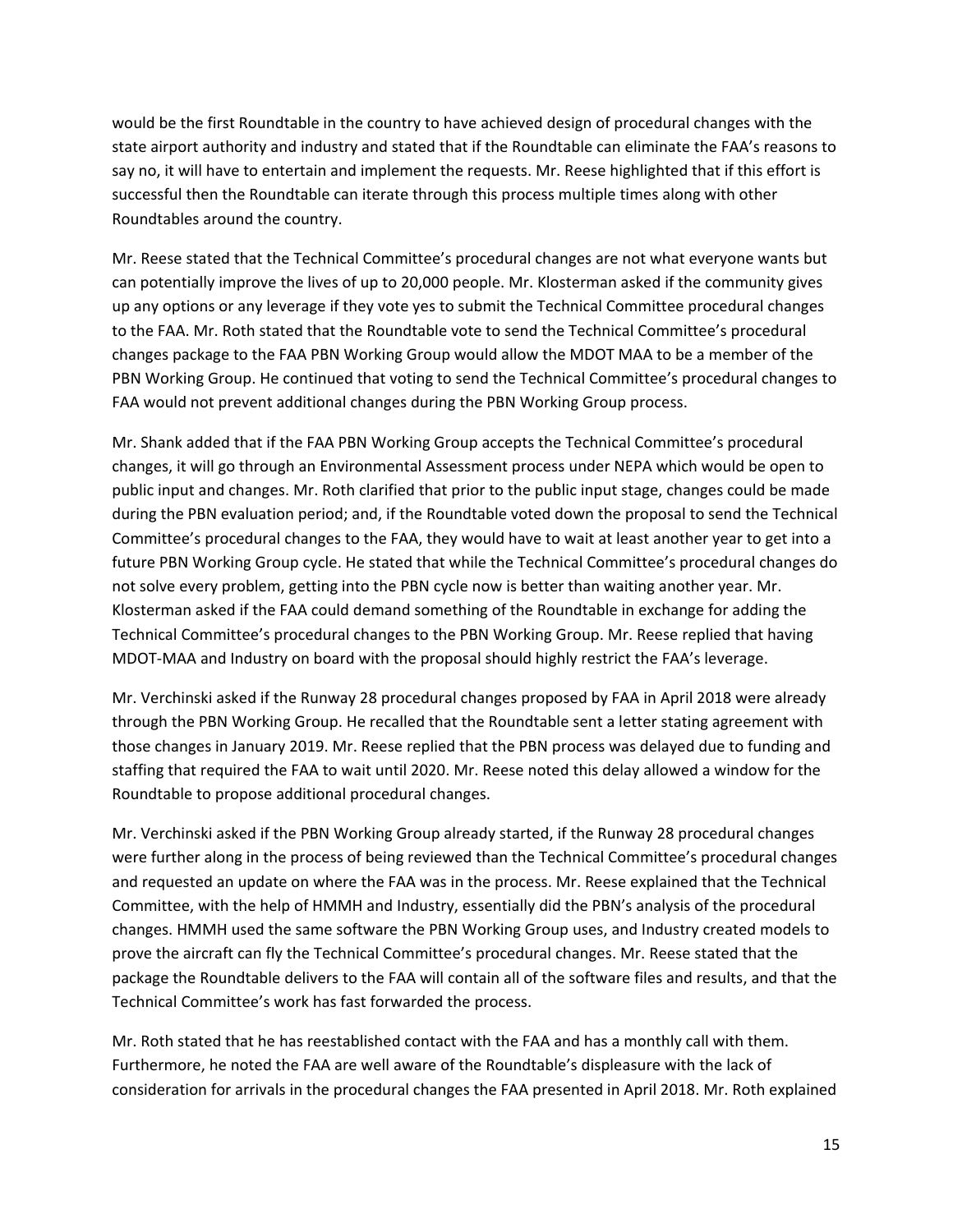would be the first Roundtable in the country to have achieved design of procedural changes with the state airport authority and industry and stated that if the Roundtable can eliminate the FAA's reasons to say no, it will have to entertain and implement the requests. Mr. Reese highlighted that if this effort is successful then the Roundtable can iterate through this process multiple times along with other Roundtables around the country.

Mr. Reese stated that the Technical Committee's procedural changes are not what everyone wants but can potentially improve the lives of up to 20,000 people. Mr. Klosterman asked if the community gives up any options or any leverage if they vote yes to submit the Technical Committee procedural changes to the FAA. Mr. Roth stated that the Roundtable vote to send the Technical Committee's procedural changes package to the FAA PBN Working Group would allow the MDOT MAA to be a member of the PBN Working Group. He continued that voting to send the Technical Committee's procedural changes to FAA would not prevent additional changes during the PBN Working Group process.

Mr. Shank added that if the FAA PBN Working Group accepts the Technical Committee's procedural changes, it will go through an Environmental Assessment process under NEPA which would be open to public input and changes. Mr. Roth clarified that prior to the public input stage, changes could be made during the PBN evaluation period; and, if the Roundtable voted down the proposal to send the Technical Committee's procedural changes to the FAA, they would have to wait at least another year to get into a future PBN Working Group cycle. He stated that while the Technical Committee's procedural changes do not solve every problem, getting into the PBN cycle now is better than waiting another year. Mr. Klosterman asked if the FAA could demand something of the Roundtable in exchange for adding the Technical Committee's procedural changes to the PBN Working Group. Mr. Reese replied that having MDOT-MAA and Industry on board with the proposal should highly restrict the FAA's leverage.

Mr. Verchinski asked if the Runway 28 procedural changes proposed by FAA in April 2018 were already through the PBN Working Group. He recalled that the Roundtable sent a letter stating agreement with those changes in January 2019. Mr. Reese replied that the PBN process was delayed due to funding and staffing that required the FAA to wait until 2020. Mr. Reese noted this delay allowed a window for the Roundtable to propose additional procedural changes.

Mr. Verchinski asked if the PBN Working Group already started, if the Runway 28 procedural changes were further along in the process of being reviewed than the Technical Committee's procedural changes and requested an update on where the FAA was in the process. Mr. Reese explained that the Technical Committee, with the help of HMMH and Industry, essentially did the PBN's analysis of the procedural changes. HMMH used the same software the PBN Working Group uses, and Industry created models to prove the aircraft can fly the Technical Committee's procedural changes. Mr. Reese stated that the package the Roundtable delivers to the FAA will contain all of the software files and results, and that the Technical Committee's work has fast forwarded the process.

Mr. Roth stated that he has reestablished contact with the FAA and has a monthly call with them. Furthermore, he noted the FAA are well aware of the Roundtable's displeasure with the lack of consideration for arrivals in the procedural changes the FAA presented in April 2018. Mr. Roth explained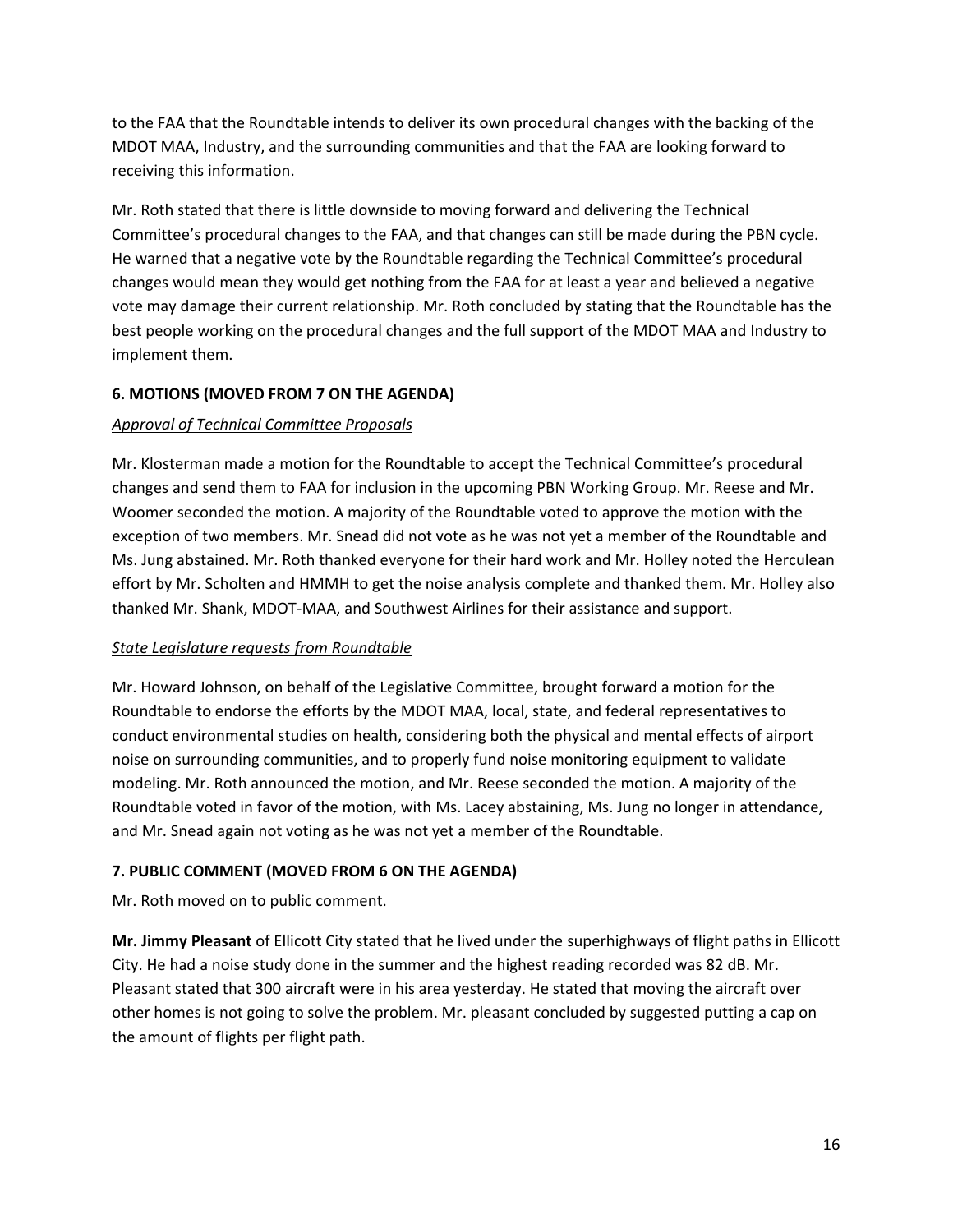to the FAA that the Roundtable intends to deliver its own procedural changes with the backing of the MDOT MAA, Industry, and the surrounding communities and that the FAA are looking forward to receiving this information.

Mr. Roth stated that there is little downside to moving forward and delivering the Technical Committee's procedural changes to the FAA, and that changes can still be made during the PBN cycle. He warned that a negative vote by the Roundtable regarding the Technical Committee's procedural changes would mean they would get nothing from the FAA for at least a year and believed a negative vote may damage their current relationship. Mr. Roth concluded by stating that the Roundtable has the best people working on the procedural changes and the full support of the MDOT MAA and Industry to implement them.

### 6. MOTIONS (MOVED FROM 7 ON THE AGENDA)

*Approval of Technical Committee Proposals*

Mr. Klosterman made a motion for the Roundtable to accept the Technical Committee's procedural changes and send them to FAA for inclusion in the upcoming PBN Working Group. Mr. Reese and Mr. Woomer seconded the motion. A majority of the Roundtable voted to approve the motion with the exception of two members. Mr. Snead did not vote as he was not yet a member of the Roundtable and Ms. Jung abstained. Mr. Roth thanked everyone for their hard work and Mr. Holley noted the Herculean effort by Mr. Scholten and HMMH to get the noise analysis complete and thanked them. Mr. Holley also thanked Mr. Shank, MDOT-MAA, and Southwest Airlines for their assistance and support.

*State Legislature requests from Roundtable*

Mr. Howard Johnson, on behalf of the Legislative Committee, brought forward a motion for the Roundtable to endorse the efforts by the MDOT MAA, local, state, and federal representatives to conduct environmental studies on health, considering both the physical and mental effects of airport noise on surrounding communities, and to properly fund noise monitoring equipment to validate modeling. Mr. Roth announced the motion, and Mr. Reese seconded the motion. A majority of the Roundtable voted in favor of the motion, with Ms. Lacey abstaining, Ms. Jung no longer in attendance, and Mr. Snead again not voting as he was not yet a member of the Roundtable.

### 7. PUBLIC COMMENT (MOVED FROM 6 ON THE AGENDA)

Mr. Roth moved on to public comment.

**Mr. Jimmy Pleasant** of Ellicott City stated that he lived under the superhighways of flight paths in Ellicott City. He had a noise study done in the summer and the highest reading recorded was 82 dB. Mr. Pleasant stated that 300 aircraft were in his area yesterday. He stated that moving the aircraft over other homes is not going to solve the problem. Mr. pleasant concluded by suggested putting a cap on the amount of flights per flight path.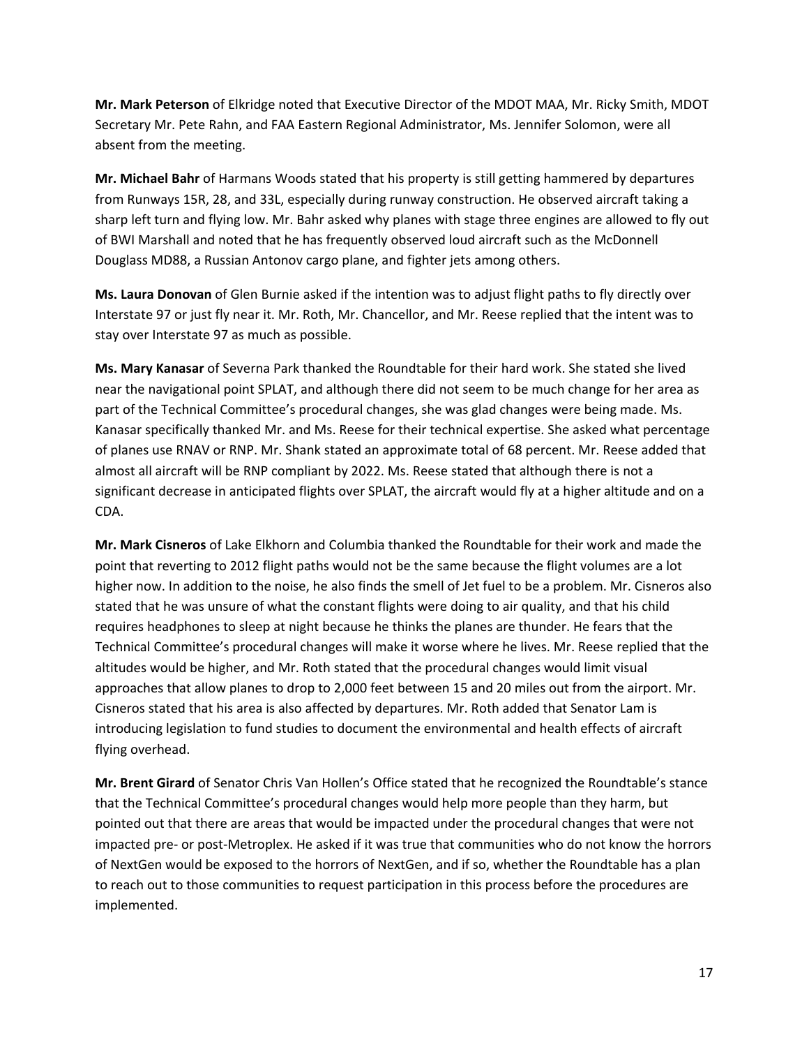**Mr. Mark Peterson** of Elkridge noted that Executive Director of the MDOT MAA, Mr. Ricky Smith, MDOT Secretary Mr. Pete Rahn, and FAA Eastern Regional Administrator, Ms. Jennifer Solomon, were all absent from the meeting.

**Mr. Michael Bahr** of Harmans Woods stated that his property is still getting hammered by departures from Runways 15R, 28, and 33L, especially during runway construction. He observed aircraft taking a sharp left turn and flying low. Mr. Bahr asked why planes with stage three engines are allowed to fly out of BWI Marshall and noted that he has frequently observed loud aircraft such as the McDonnell Douglass MD88, a Russian Antonov cargo plane, and fighter jets among others.

**Ms. Laura Donovan** of Glen Burnie asked if the intention was to adjust flight paths to fly directly over Interstate 97 or just fly near it. Mr. Roth, Mr. Chancellor, and Mr. Reese replied that the intent was to stay over Interstate 97 as much as possible.

**Ms. Mary Kanasar** of Severna Park thanked the Roundtable for their hard work. She stated she lived near the navigational point SPLAT, and although there did not seem to be much change for her area as part of the Technical Committee's procedural changes, she was glad changes were being made. Ms. Kanasar specifically thanked Mr. and Ms. Reese for their technical expertise. She asked what percentage of planes use RNAV or RNP. Mr. Shank stated an approximate total of 68 percent. Mr. Reese added that almost all aircraft will be RNP compliant by 2022. Ms. Reese stated that although there is not a significant decrease in anticipated flights over SPLAT, the aircraft would fly at a higher altitude and on a CDA.

**Mr. Mark Cisneros** of Lake Elkhorn and Columbia thanked the Roundtable for their work and made the point that reverting to 2012 flight paths would not be the same because the flight volumes are a lot higher now. In addition to the noise, he also finds the smell of Jet fuel to be a problem. Mr. Cisneros also stated that he was unsure of what the constant flights were doing to air quality, and that his child requires headphones to sleep at night because he thinks the planes are thunder. He fears that the Technical Committee's procedural changes will make it worse where he lives. Mr. Reese replied that the altitudes would be higher, and Mr. Roth stated that the procedural changes would limit visual approaches that allow planes to drop to 2,000 feet between 15 and 20 miles out from the airport. Mr. Cisneros stated that his area is also affected by departures. Mr. Roth added that Senator Lam is introducing legislation to fund studies to document the environmental and health effects of aircraft flying overhead.

**Mr. Brent Girard** of Senator Chris Van Hollen's Office stated that he recognized the Roundtable's stance that the Technical Committee's procedural changes would help more people than they harm, but pointed out that there are areas that would be impacted under the procedural changes that were not impacted pre- or post-Metroplex. He asked if it was true that communities who do not know the horrors of NextGen would be exposed to the horrors of NextGen, and if so, whether the Roundtable has a plan to reach out to those communities to request participation in this process before the procedures are implemented.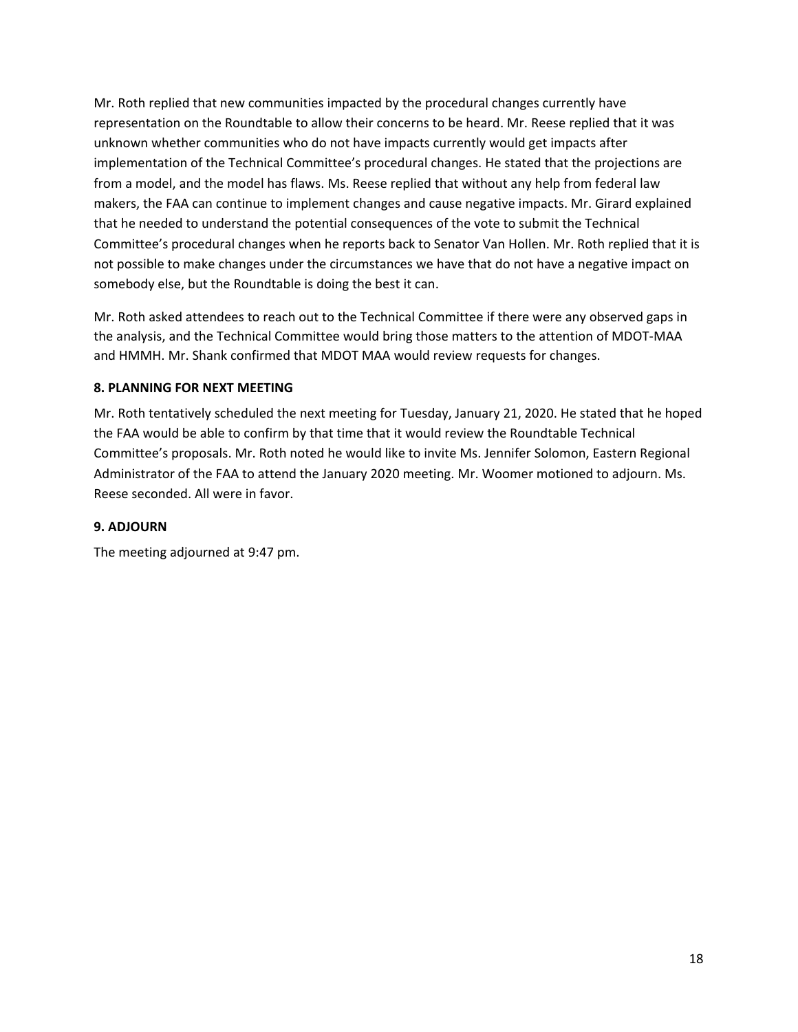Mr. Roth replied that new communities impacted by the procedural changes currently have representation on the Roundtable to allow their concerns to be heard. Mr. Reese replied that it was unknown whether communities who do not have impacts currently would get impacts after implementation of the Technical Committee's procedural changes. He stated that the projections are from a model, and the model has flaws. Ms. Reese replied that without any help from federal law makers, the FAA can continue to implement changes and cause negative impacts. Mr. Girard explained that he needed to understand the potential consequences of the vote to submit the Technical Committee's procedural changes when he reports back to Senator Van Hollen. Mr. Roth replied that it is not possible to make changes under the circumstances we have that do not have a negative impact on somebody else, but the Roundtable is doing the best it can.

Mr. Roth asked attendees to reach out to the Technical Committee if there were any observed gaps in the analysis, and the Technical Committee would bring those matters to the attention of MDOT-MAA and HMMH. Mr. Shank confirmed that MDOT MAA would review requests for changes.

**8. PLANNING FOR NEXT MEETING**

Mr. Roth tentatively scheduled the next meeting for Tuesday, January 21, 2020. He stated that he hoped the FAA would be able to confirm by that time that it would review the Roundtable Technical Committee's proposals. Mr. Roth noted he would like to invite Ms. Jennifer Solomon, Eastern Regional Administrator of the FAA to attend the January 2020 meeting. Mr. Woomer motioned to adjourn. Ms. Reese seconded. All were in favor.

**9. ADJOURN**

The meeting adjourned at 9:47 pm.